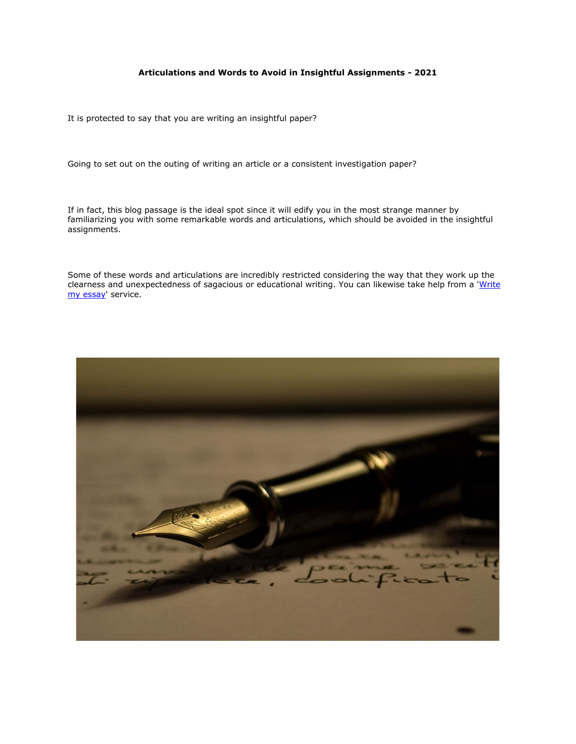**Articulations and Words to Avoid in Insightful Assignments - 2021**

It is protected to say that you are writing an insightful paper?

Going to set out on the outing of writing an article or a consistent investigation paper?

If in fact, this blog passage is the ideal spot since it will edify you in the most strange manner by familiarizing you with some remarkable words and articulations, which should be avoided in the insightful assignments.

Some of these words and articulations are incredibly restricted considering the way that they work up the clearness and unexpectedness of sagacious or educational writing. You can likewise take help from a '[Write my essay]' service.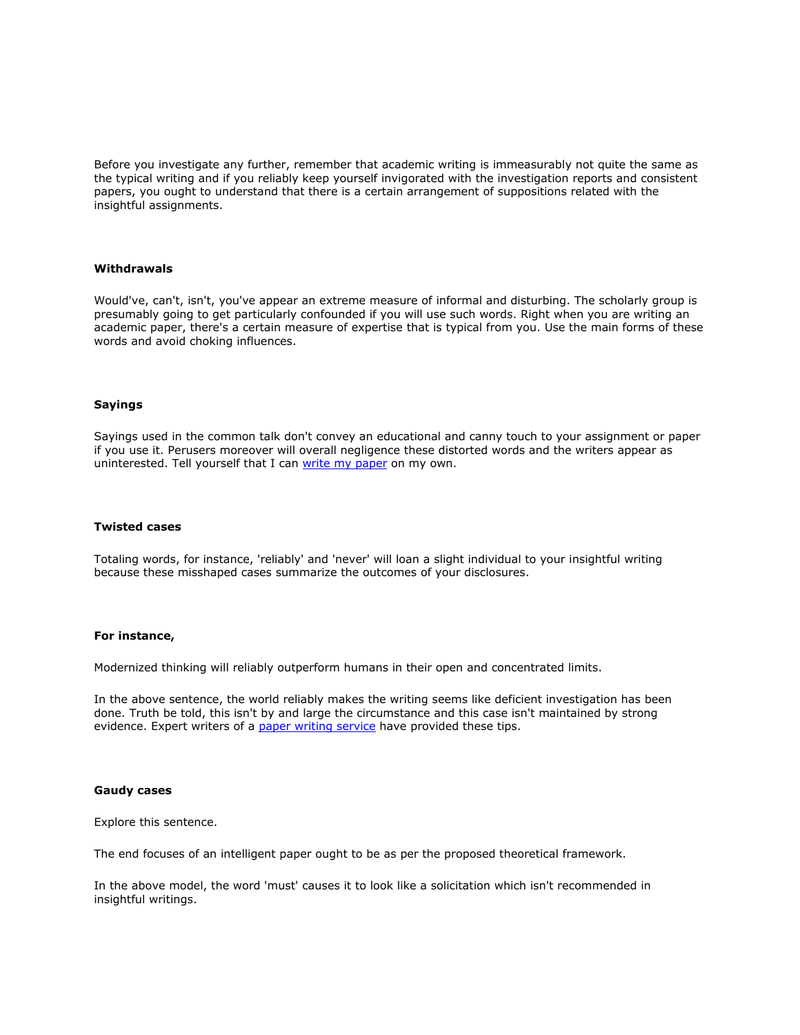Before you investigate any further, remember that academic writing is immeasurably not quite the same as the typical writing and if you reliably keep yourself invigorated with the investigation reports and consistent papers, you ought to understand that there is a certain arrangement of suppositions related with the insightful assignments.

**Withdrawals**

Would've, can't, isn't, you've appear an extreme measure of informal and disturbing. The scholarly group is presumably going to get particularly confounded if you will use such words. Right when you are writing an academic paper, there's a certain measure of expertise that is typical from you. Use the main forms of these words and avoid choking influences.

**Sayings**

Sayings used in the common talk don't convey an educational and canny touch to your assignment or paper if you use it. Perusers moreover will overall negligence these distorted words and the writers appear as uninterested. Tell yourself that I can [write my paper]() on my own.

**Twisted cases**

Totaling words, for instance, 'reliably' and 'never' will loan a slight individual to your insightful writing because these misshaped cases summarize the outcomes of your disclosures.

**For instance,**

Modernized thinking will reliably outperform humans in their open and concentrated limits.

In the above sentence, the world reliably makes the writing seems like deficient investigation has been done. Truth be told, this isn't by and large the circumstance and this case isn't maintained by strong evidence. Expert writers of a [paper writing service]() have provided these tips.

**Gaudy cases**

Explore this sentence.

The end focuses of an intelligent paper ought to be as per the proposed theoretical framework.

In the above model, the word 'must' causes it to look like a solicitation which isn't recommended in insightful writings.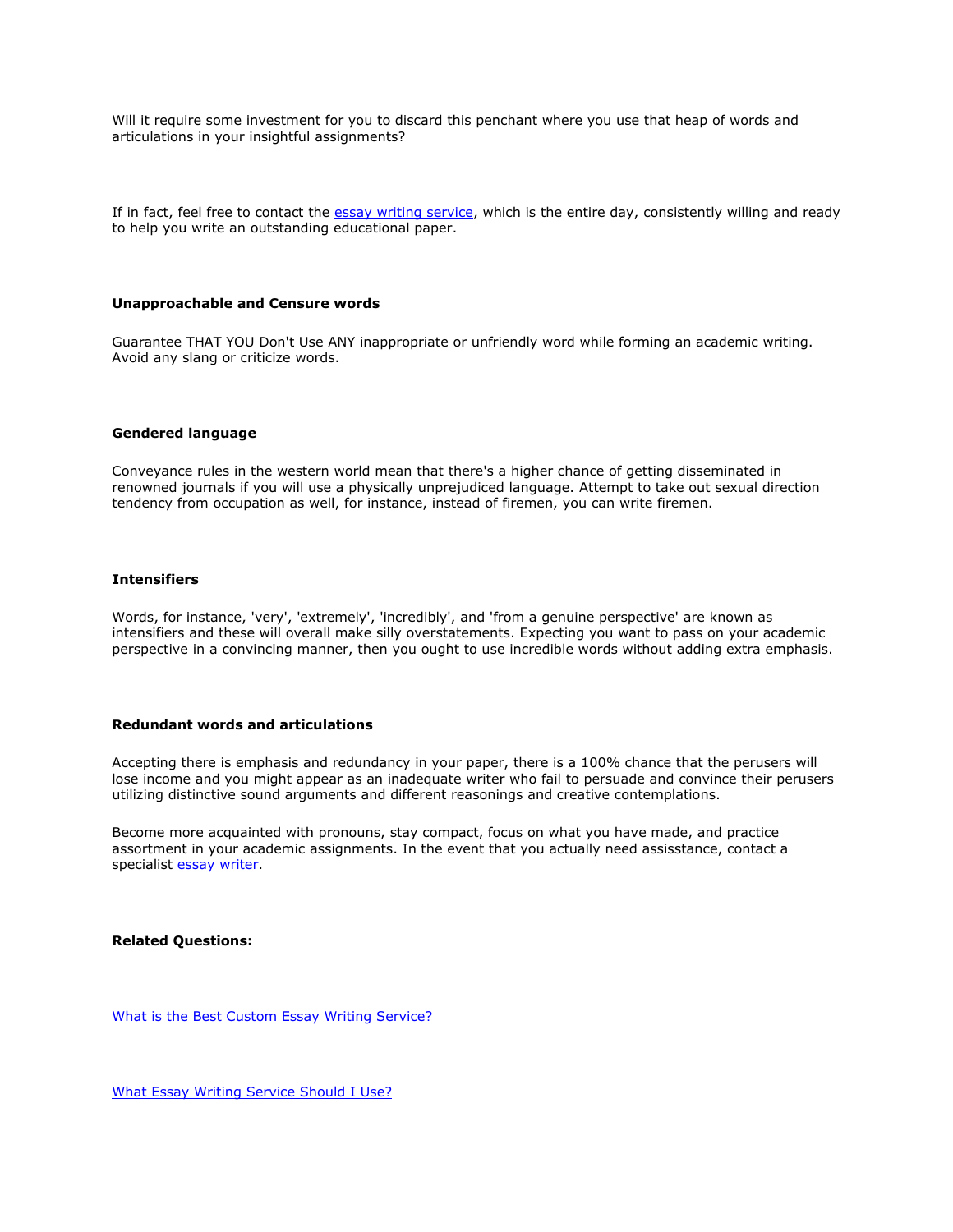Will it require some investment for you to discard this penchant where you use that heap of words and articulations in your insightful assignments?

If in fact, feel free to contact the [essay writing service](), which is the entire day, consistently willing and ready to help you write an outstanding educational paper.

**Unapproachable and Censure words**

Guarantee THAT YOU Don't Use ANY inappropriate or unfriendly word while forming an academic writing. Avoid any slang or criticize words.

**Gendered language**

Conveyance rules in the western world mean that there's a higher chance of getting disseminated in renowned journals if you will use a physically unprejudiced language. Attempt to take out sexual direction tendency from occupation as well, for instance, instead of firemen, you can write firemen.

**Intensifiers**

Words, for instance, 'very', 'extremely', 'incredibly', and 'from a genuine perspective' are known as intensifiers and these will overall make silly overstatements. Expecting you want to pass on your academic perspective in a convincing manner, then you ought to use incredible words without adding extra emphasis.

**Redundant words and articulations**

Accepting there is emphasis and redundancy in your paper, there is a 100% chance that the perusers will lose income and you might appear as an inadequate writer who fail to persuade and convince their perusers utilizing distinctive sound arguments and different reasonings and creative contemplations.

Become more acquainted with pronouns, stay compact, focus on what you have made, and practice assortment in your academic assignments. In the event that you actually need assisstance, contact a specialist [essay writer]().

**Related Questions:**

[What is the Best Custom Essay Writing Service?]()

[What Essay Writing Service Should I Use?]()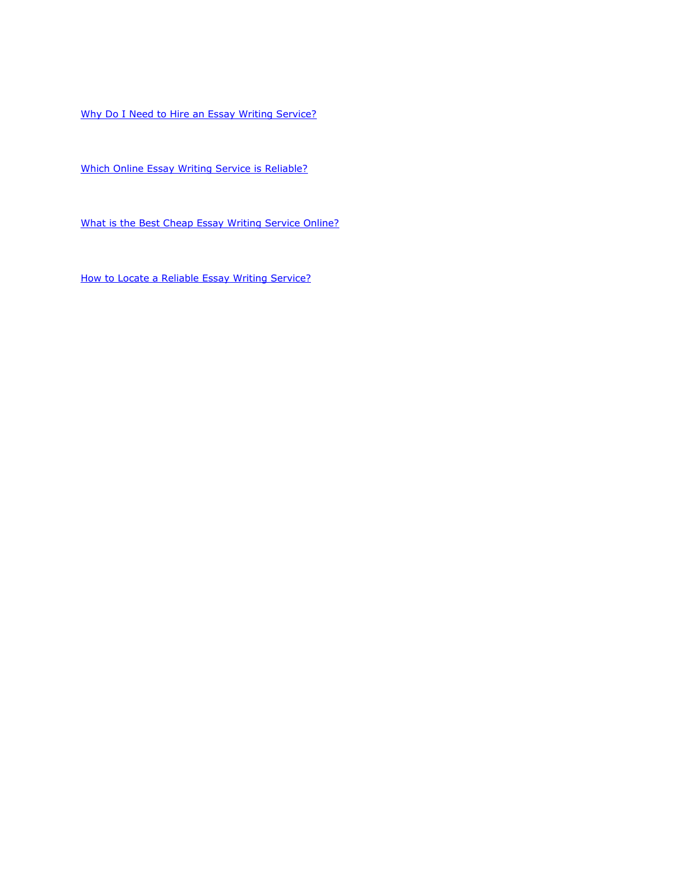[Why Do I Need to Hire an Essay Writing Service?]

[Which Online Essay Writing Service is Reliable?]

[What is the Best Cheap Essay Writing Service Online?]

[How to Locate a Reliable Essay Writing Service?]